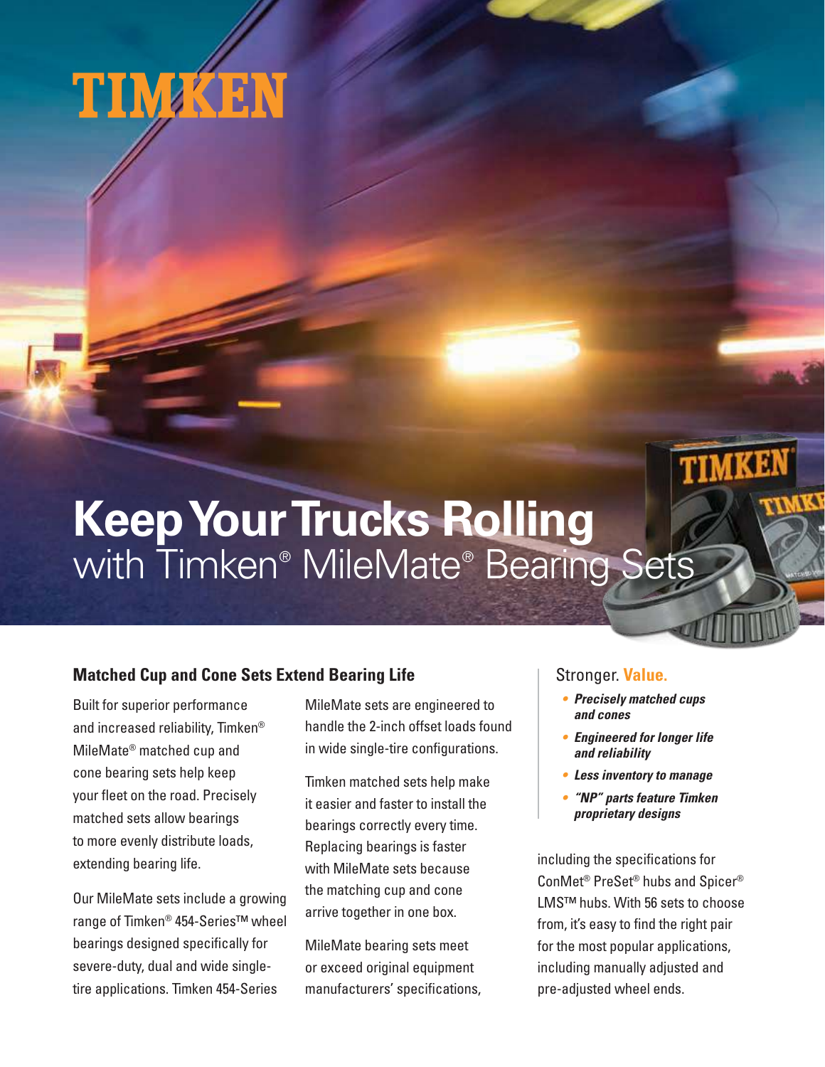TIMKEN

# Keep Your Trucks Rolling
## with Timken® MileMate® Bearing Sets

### Matched Cup and Cone Sets Extend Bearing Life

Built for superior performance and increased reliability, Timken® MileMate® matched cup and cone bearing sets help keep your fleet on the road. Precisely matched sets allow bearings to more evenly distribute loads, extending bearing life.

Our MileMate sets include a growing range of Timken® 454-Series™ wheel bearings designed specifically for severe-duty, dual and wide single-tire applications. Timken 454-Series MileMate sets are engineered to handle the 2-inch offset loads found in wide single-tire configurations.

Timken matched sets help make it easier and faster to install the bearings correctly every time. Replacing bearings is faster with MileMate sets because the matching cup and cone arrive together in one box.

MileMate bearing sets meet or exceed original equipment manufacturers' specifications, including the specifications for ConMet® PreSet® hubs and Spicer® LMS™ hubs. With 56 sets to choose from, it's easy to find the right pair for the most popular applications, including manually adjusted and pre-adjusted wheel ends.

### Stronger. **Value.**

- ***Precisely matched cups and cones***
- ***Engineered for longer life and reliability***
- ***Less inventory to manage***
- ***"NP" parts feature Timken proprietary designs***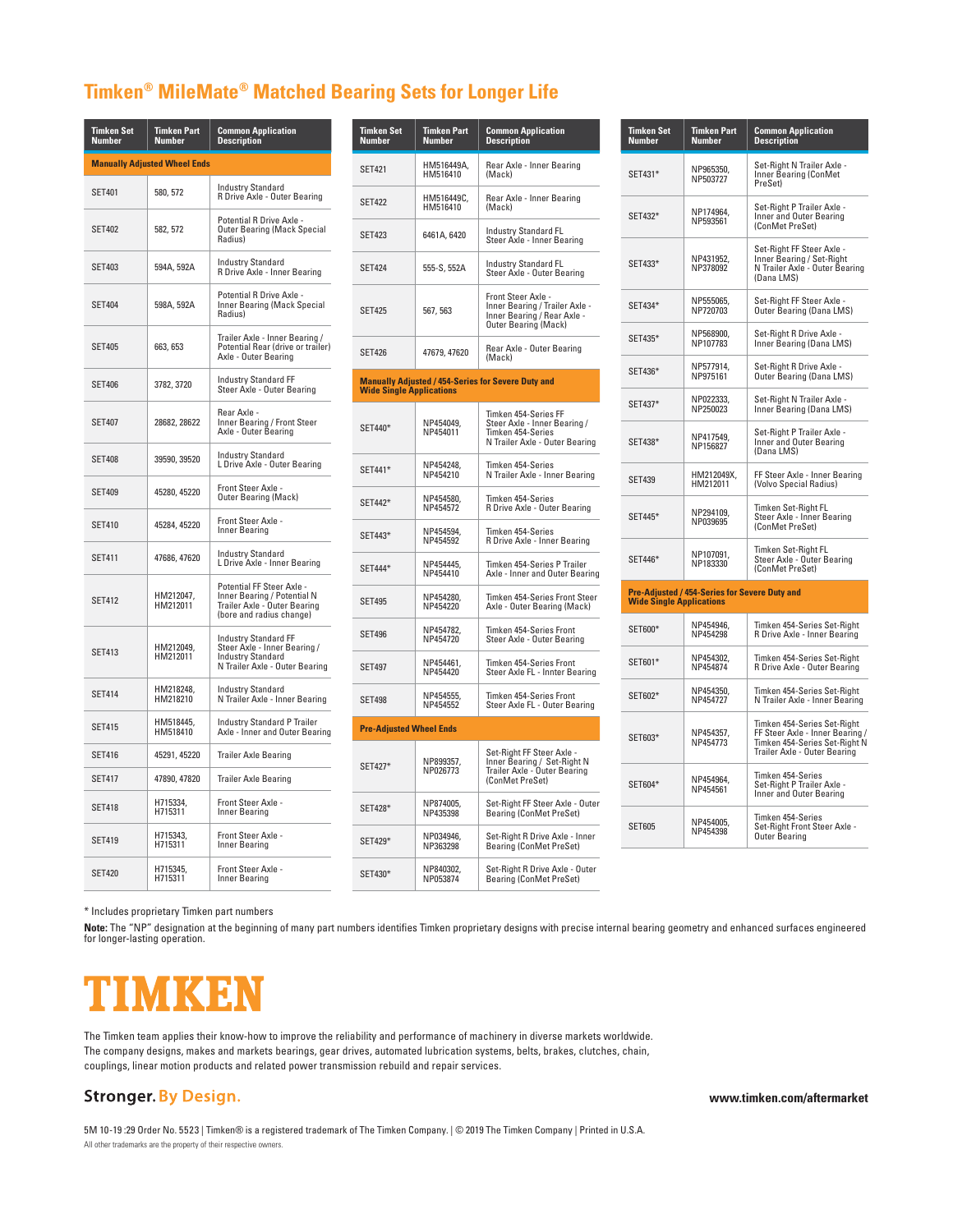# Timken® MileMate® Matched Bearing Sets for Longer Life

| Timken Set Number | Timken Part Number | Common Application Description |
|---|---|---|
| **Manually Adjusted Wheel Ends** | | |
| SET401 | 580, 572 | Industry Standard R Drive Axle - Outer Bearing |
| SET402 | 582, 572 | Potential R Drive Axle - Outer Bearing (Mack Special Radius) |
| SET403 | 594A, 592A | Industry Standard R Drive Axle - Inner Bearing |
| SET404 | 598A, 592A | Potential R Drive Axle - Inner Bearing (Mack Special Radius) |
| SET405 | 663, 653 | Trailer Axle - Inner Bearing / Potential Rear (drive or trailer) Axle - Outer Bearing |
| SET406 | 3782, 3720 | Industry Standard FF Steer Axle - Outer Bearing |
| SET407 | 28682, 28622 | Rear Axle - Inner Bearing / Front Steer Axle - Outer Bearing |
| SET408 | 39590, 39520 | Industry Standard L Drive Axle - Outer Bearing |
| SET409 | 45280, 45220 | Front Steer Axle - Outer Bearing (Mack) |
| SET410 | 45284, 45220 | Front Steer Axle - Inner Bearing |
| SET411 | 47686, 47620 | Industry Standard L Drive Axle - Inner Bearing |
| SET412 | HM212047, HM212011 | Potential FF Steer Axle - Inner Bearing / Potential N Trailer Axle - Outer Bearing (bore and radius change) |
| SET413 | HM212049, HM212011 | Industry Standard FF Steer Axle - Inner Bearing / Industry Standard N Trailer Axle - Outer Bearing |
| SET414 | HM218248, HM218210 | Industry Standard N Trailer Axle - Inner Bearing |
| SET415 | HM518445, HM518410 | Industry Standard P Trailer Axle - Inner and Outer Bearing |
| SET416 | 45291, 45220 | Trailer Axle Bearing |
| SET417 | 47890, 47820 | Trailer Axle Bearing |
| SET418 | H715334, H715311 | Front Steer Axle - Inner Bearing |
| SET419 | H715343, H715311 | Front Steer Axle - Inner Bearing |
| SET420 | H715345, H715311 | Front Steer Axle - Inner Bearing |
| SET421 | HM516449A, HM516410 | Rear Axle - Inner Bearing (Mack) |
| SET422 | HM516449C, HM516410 | Rear Axle - Inner Bearing (Mack) |
| SET423 | 6461A, 6420 | Industry Standard FL Steer Axle - Inner Bearing |
| SET424 | 555-S, 552A | Industry Standard FL Steer Axle - Outer Bearing |
| SET425 | 567, 563 | Front Steer Axle - Inner Bearing / Trailer Axle - Inner Bearing / Rear Axle - Outer Bearing (Mack) |
| SET426 | 47679, 47620 | Rear Axle - Outer Bearing (Mack) |
| **Manually Adjusted / 454-Series for Severe Duty and Wide Single Applications** | | |
| SET440* | NP454049, NP454011 | Timken 454-Series FF Steer Axle - Inner Bearing / Timken 454-Series N Trailer Axle - Outer Bearing |
| SET441* | NP454248, NP454210 | Timken 454-Series N Trailer Axle - Inner Bearing |
| SET442* | NP454580, NP454572 | Timken 454-Series R Drive Axle - Outer Bearing |
| SET443* | NP454594, NP454592 | Timken 454-Series R Drive Axle - Inner Bearing |
| SET444* | NP454445, NP454410 | Timken 454-Series P Trailer Axle - Inner and Outer Bearing |
| SET495 | NP454280, NP454220 | Timken 454-Series Front Steer Axle - Outer Bearing (Mack) |
| SET496 | NP454782, NP454720 | Timken 454-Series Front Steer Axle - Outer Bearing |
| SET497 | NP454461, NP454420 | Timken 454-Series Front Steer Axle FL - Innter Bearing |
| SET498 | NP454555, NP454552 | Timken 454-Series Front Steer Axle FL - Outer Bearing |
| **Pre-Adjusted Wheel Ends** | | |
| SET427* | NP899357, NP026773 | Set-Right FF Steer Axle - Inner Bearing / Set-Right N Trailer Axle - Outer Bearing (ConMet PreSet) |
| SET428* | NP874005, NP435398 | Set-Right FF Steer Axle - Outer Bearing (ConMet PreSet) |
| SET429* | NP034946, NP363298 | Set-Right R Drive Axle - Inner Bearing (ConMet PreSet) |
| SET430* | NP840302, NP053874 | Set-Right R Drive Axle - Outer Bearing (ConMet PreSet) |
| SET431* | NP965350, NP503727 | Set-Right N Trailer Axle - Inner Bearing (ConMet PreSet) |
| SET432* | NP174964, NP593561 | Set-Right P Trailer Axle - Inner and Outer Bearing (ConMet PreSet) |
| SET433* | NP431952, NP378092 | Set-Right FF Steer Axle - Inner Bearing / Set-Right N Trailer Axle - Outer Bearing (Dana LMS) |
| SET434* | NP555065, NP720703 | Set-Right FF Steer Axle - Outer Bearing (Dana LMS) |
| SET435* | NP568900, NP107783 | Set-Right R Drive Axle - Inner Bearing (Dana LMS) |
| SET436* | NP577914, NP975161 | Set-Right R Drive Axle - Outer Bearing (Dana LMS) |
| SET437* | NP022333, NP250023 | Set-Right N Trailer Axle - Inner Bearing (Dana LMS) |
| SET438* | NP417549, NP156827 | Set-Right P Trailer Axle - Inner and Outer Bearing (Dana LMS) |
| SET439 | HM212049X, HM212011 | FF Steer Axle - Inner Bearing (Volvo Special Radius) |
| SET445* | NP294109, NP039695 | Timken Set-Right FL Steer Axle - Inner Bearing (ConMet PreSet) |
| SET446* | NP107091, NP183330 | Timken Set-Right FL Steer Axle - Outer Bearing (ConMet PreSet) |
| **Pre-Adjusted / 454-Series for Severe Duty and Wide Single Applications** | | |
| SET600* | NP454946, NP454298 | Timken 454-Series Set-Right R Drive Axle - Inner Bearing |
| SET601* | NP454302, NP454874 | Timken 454-Series Set-Right R Drive Axle - Outer Bearing |
| SET602* | NP454350, NP454727 | Timken 454-Series Set-Right N Trailer Axle - Inner Bearing |
| SET603* | NP454357, NP454773 | Timken 454-Series Set-Right FF Steer Axle - Inner Bearing / Timken 454-Series Set-Right N Trailer Axle - Outer Bearing |
| SET604* | NP454964, NP454561 | Timken 454-Series Set-Right P Trailer Axle - Inner and Outer Bearing |
| SET605 | NP454005, NP454398 | Timken 454-Series Set-Right Front Steer Axle - Outer Bearing |

* Includes proprietary Timken part numbers

**Note:** The "NP" designation at the beginning of many part numbers identifies Timken proprietary designs with precise internal bearing geometry and enhanced surfaces engineered for longer-lasting operation.

# TIMKEN

The Timken team applies their know-how to improve the reliability and performance of machinery in diverse markets worldwide. The company designs, makes and markets bearings, gear drives, automated lubrication systems, belts, brakes, clutches, chain, couplings, linear motion products and related power transmission rebuild and repair services.

**Stronger. By Design.**

www.timken.com/aftermarket

5M 10-19 :29 Order No. 5523 | Timken® is a registered trademark of The Timken Company. | © 2019 The Timken Company | Printed in U.S.A.

All other trademarks are the property of their respective owners.